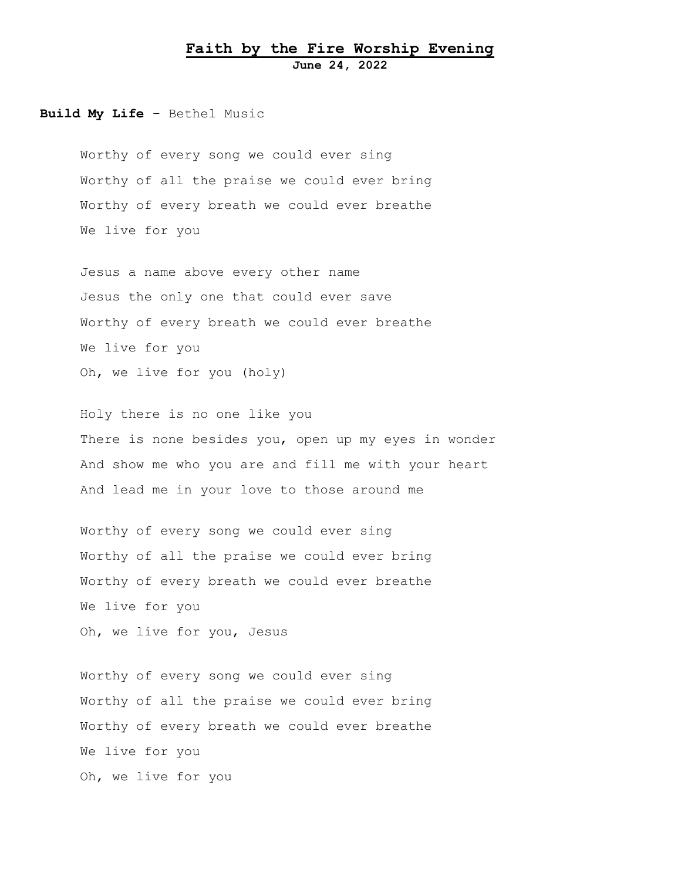# Faith by the Fire Worship Evening

**June 24, 2022**

**Build My Life** – Bethel Music

Worthy of every song we could ever sing
Worthy of all the praise we could ever bring
Worthy of every breath we could ever breathe
We live for you

Jesus a name above every other name
Jesus the only one that could ever save
Worthy of every breath we could ever breathe
We live for you
Oh, we live for you (holy)

Holy there is no one like you
There is none besides you, open up my eyes in wonder
And show me who you are and fill me with your heart
And lead me in your love to those around me

Worthy of every song we could ever sing
Worthy of all the praise we could ever bring
Worthy of every breath we could ever breathe
We live for you
Oh, we live for you, Jesus

Worthy of every song we could ever sing
Worthy of all the praise we could ever bring
Worthy of every breath we could ever breathe
We live for you
Oh, we live for you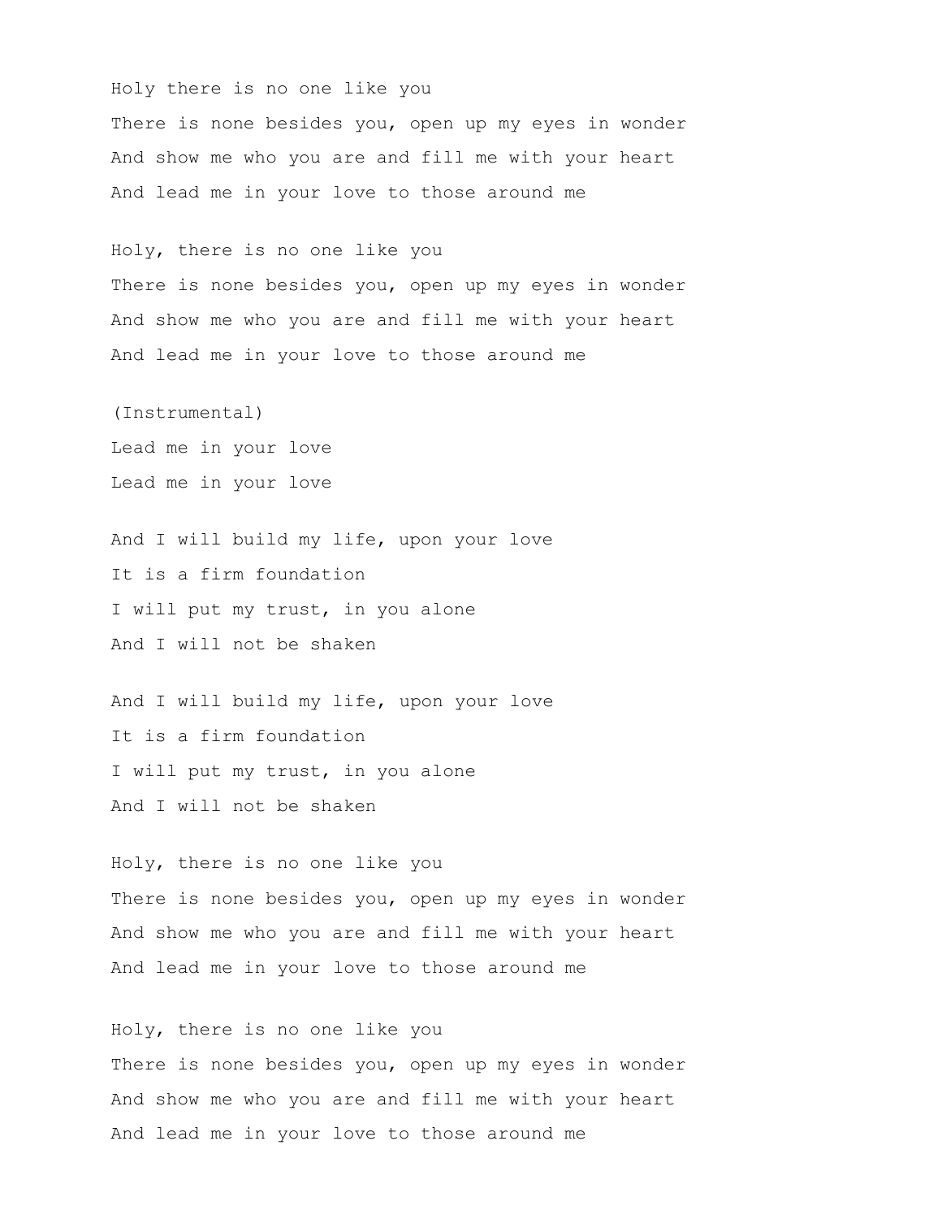Holy there is no one like you
There is none besides you, open up my eyes in wonder
And show me who you are and fill me with your heart
And lead me in your love to those around me

Holy, there is no one like you
There is none besides you, open up my eyes in wonder
And show me who you are and fill me with your heart
And lead me in your love to those around me

(Instrumental)
Lead me in your love
Lead me in your love

And I will build my life, upon your love
It is a firm foundation
I will put my trust, in you alone
And I will not be shaken

And I will build my life, upon your love
It is a firm foundation
I will put my trust, in you alone
And I will not be shaken

Holy, there is no one like you
There is none besides you, open up my eyes in wonder
And show me who you are and fill me with your heart
And lead me in your love to those around me

Holy, there is no one like you
There is none besides you, open up my eyes in wonder
And show me who you are and fill me with your heart
And lead me in your love to those around me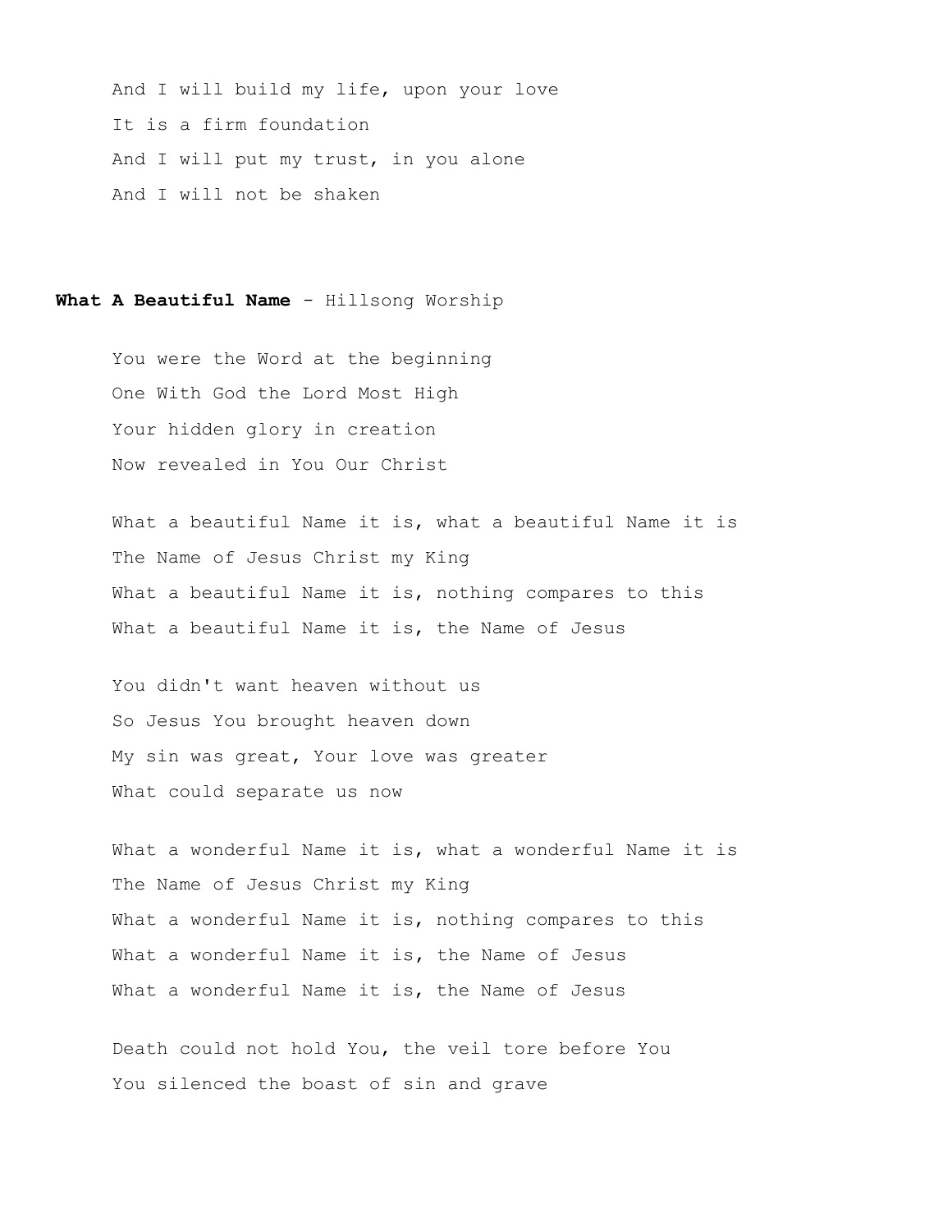And I will build my life, upon your love
It is a firm foundation
And I will put my trust, in you alone
And I will not be shaken

**What A Beautiful Name** - Hillsong Worship

You were the Word at the beginning
One With God the Lord Most High
Your hidden glory in creation
Now revealed in You Our Christ

What a beautiful Name it is, what a beautiful Name it is
The Name of Jesus Christ my King
What a beautiful Name it is, nothing compares to this
What a beautiful Name it is, the Name of Jesus

You didn't want heaven without us
So Jesus You brought heaven down
My sin was great, Your love was greater
What could separate us now

What a wonderful Name it is, what a wonderful Name it is
The Name of Jesus Christ my King
What a wonderful Name it is, nothing compares to this
What a wonderful Name it is, the Name of Jesus
What a wonderful Name it is, the Name of Jesus

Death could not hold You, the veil tore before You
You silenced the boast of sin and grave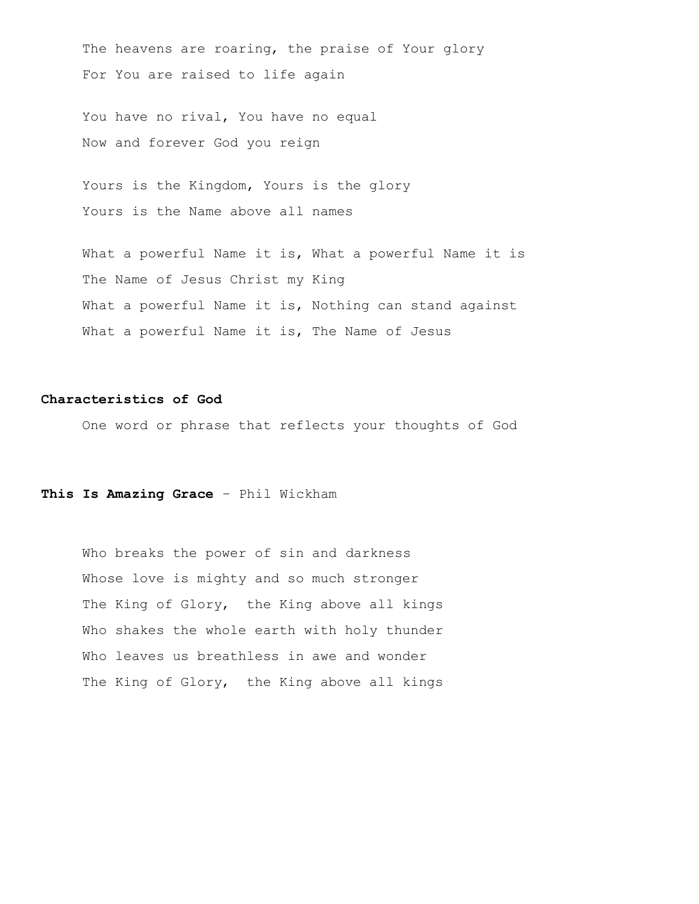The heavens are roaring, the praise of Your glory
For You are raised to life again

You have no rival, You have no equal
Now and forever God you reign

Yours is the Kingdom, Yours is the glory
Yours is the Name above all names

What a powerful Name it is, What a powerful Name it is
The Name of Jesus Christ my King
What a powerful Name it is, Nothing can stand against
What a powerful Name it is, The Name of Jesus

**Characteristics of God**

One word or phrase that reflects your thoughts of God

**This Is Amazing Grace** – Phil Wickham

Who breaks the power of sin and darkness
Whose love is mighty and so much stronger
The King of Glory, the King above all kings
Who shakes the whole earth with holy thunder
Who leaves us breathless in awe and wonder
The King of Glory, the King above all kings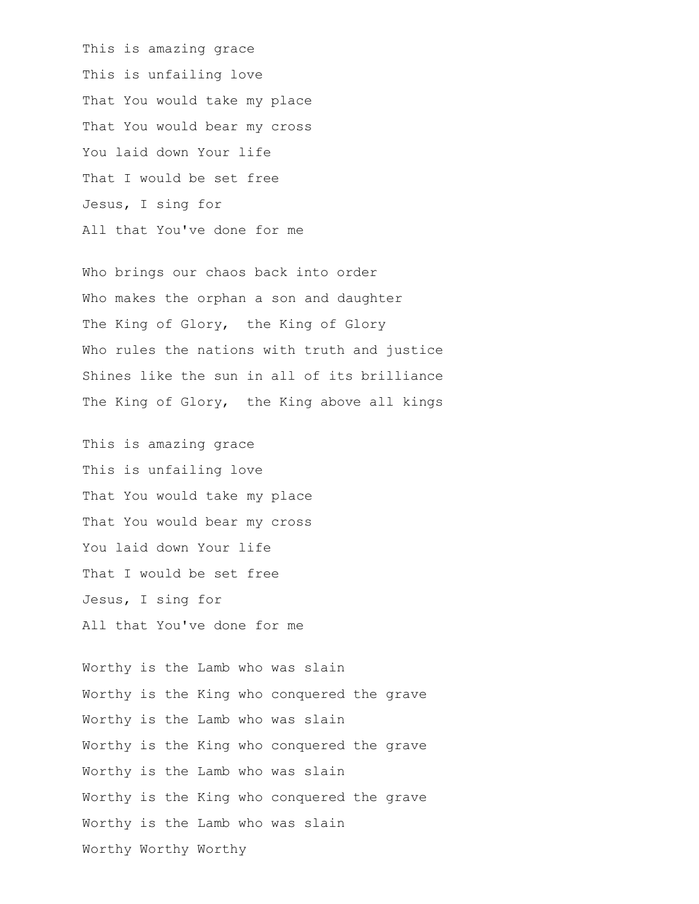This is amazing grace  
This is unfailing love  
That You would take my place  
That You would bear my cross  
You laid down Your life  
That I would be set free  
Jesus, I sing for  
All that You've done for me

Who brings our chaos back into order  
Who makes the orphan a son and daughter  
The King of Glory, the King of Glory  
Who rules the nations with truth and justice  
Shines like the sun in all of its brilliance  
The King of Glory, the King above all kings

This is amazing grace  
This is unfailing love  
That You would take my place  
That You would bear my cross  
You laid down Your life  
That I would be set free  
Jesus, I sing for  
All that You've done for me

Worthy is the Lamb who was slain  
Worthy is the King who conquered the grave  
Worthy is the Lamb who was slain  
Worthy is the King who conquered the grave  
Worthy is the Lamb who was slain  
Worthy is the King who conquered the grave  
Worthy is the Lamb who was slain  
Worthy Worthy Worthy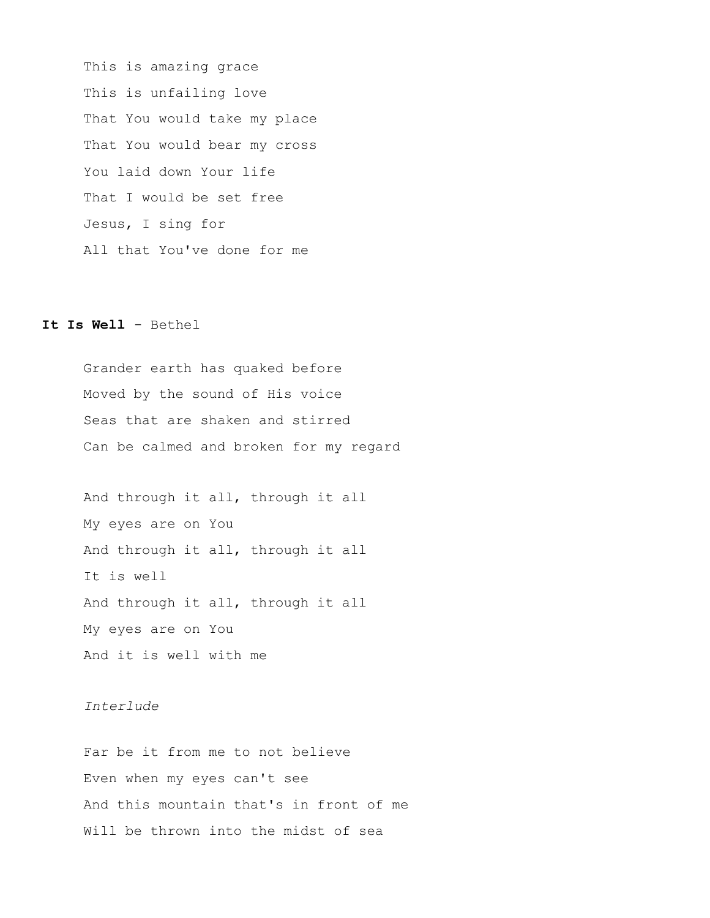This is amazing grace  
This is unfailing love  
That You would take my place  
That You would bear my cross  
You laid down Your life  
That I would be set free  
Jesus, I sing for  
All that You've done for me

**It Is Well** - Bethel

Grander earth has quaked before  
Moved by the sound of His voice  
Seas that are shaken and stirred  
Can be calmed and broken for my regard

And through it all, through it all  
My eyes are on You  
And through it all, through it all  
It is well  
And through it all, through it all  
My eyes are on You  
And it is well with me

*Interlude*

Far be it from me to not believe  
Even when my eyes can't see  
And this mountain that's in front of me  
Will be thrown into the midst of sea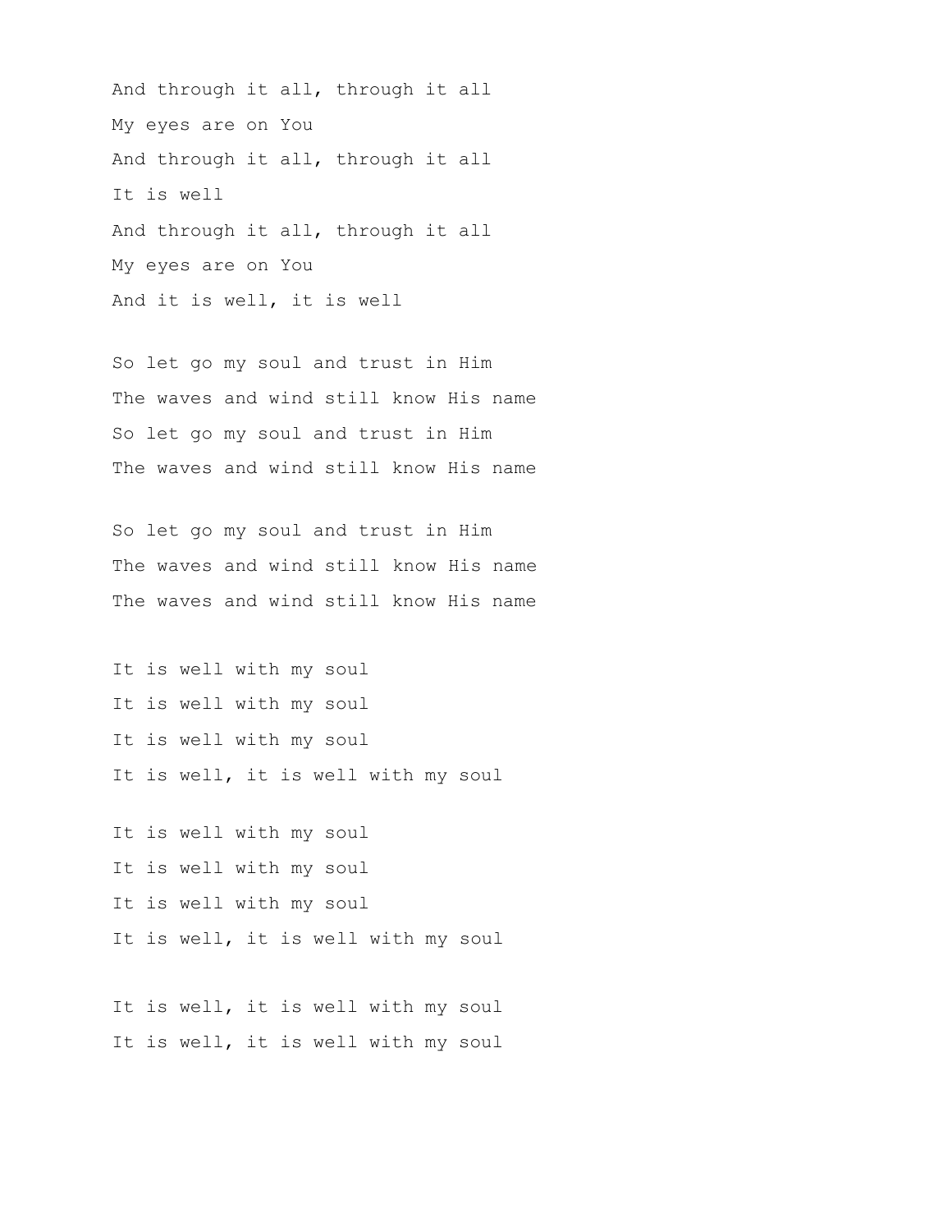And through it all, through it all  
My eyes are on You  
And through it all, through it all  
It is well  
And through it all, through it all  
My eyes are on You  
And it is well, it is well

So let go my soul and trust in Him  
The waves and wind still know His name  
So let go my soul and trust in Him  
The waves and wind still know His name

So let go my soul and trust in Him  
The waves and wind still know His name  
The waves and wind still know His name

It is well with my soul  
It is well with my soul  
It is well with my soul  
It is well, it is well with my soul

It is well with my soul  
It is well with my soul  
It is well with my soul  
It is well, it is well with my soul

It is well, it is well with my soul  
It is well, it is well with my soul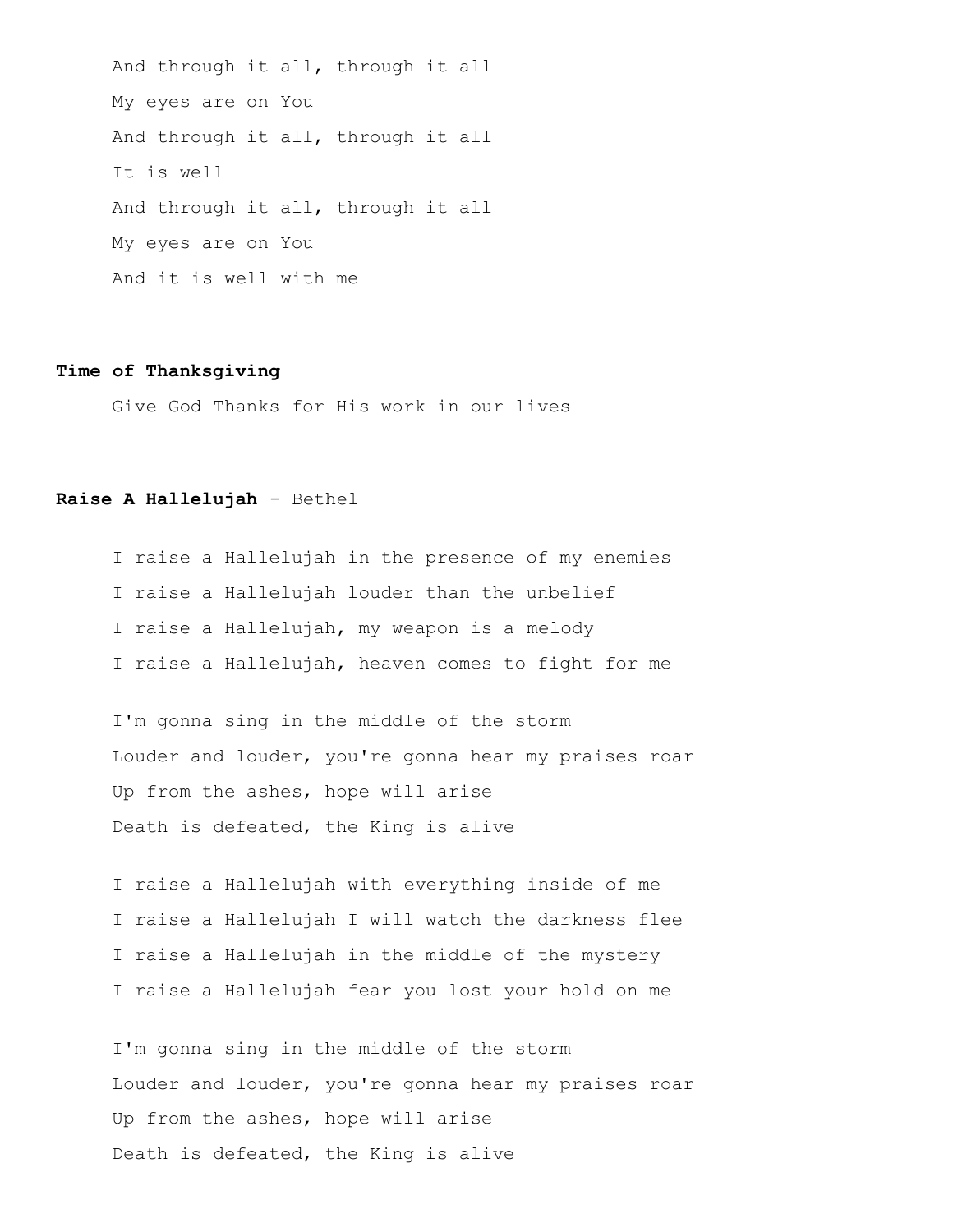And through it all, through it all
My eyes are on You
And through it all, through it all
It is well
And through it all, through it all
My eyes are on You
And it is well with me

**Time of Thanksgiving**

Give God Thanks for His work in our lives

**Raise A Hallelujah** - Bethel

I raise a Hallelujah in the presence of my enemies
I raise a Hallelujah louder than the unbelief
I raise a Hallelujah, my weapon is a melody
I raise a Hallelujah, heaven comes to fight for me

I'm gonna sing in the middle of the storm
Louder and louder, you're gonna hear my praises roar
Up from the ashes, hope will arise
Death is defeated, the King is alive

I raise a Hallelujah with everything inside of me
I raise a Hallelujah I will watch the darkness flee
I raise a Hallelujah in the middle of the mystery
I raise a Hallelujah fear you lost your hold on me

I'm gonna sing in the middle of the storm
Louder and louder, you're gonna hear my praises roar
Up from the ashes, hope will arise
Death is defeated, the King is alive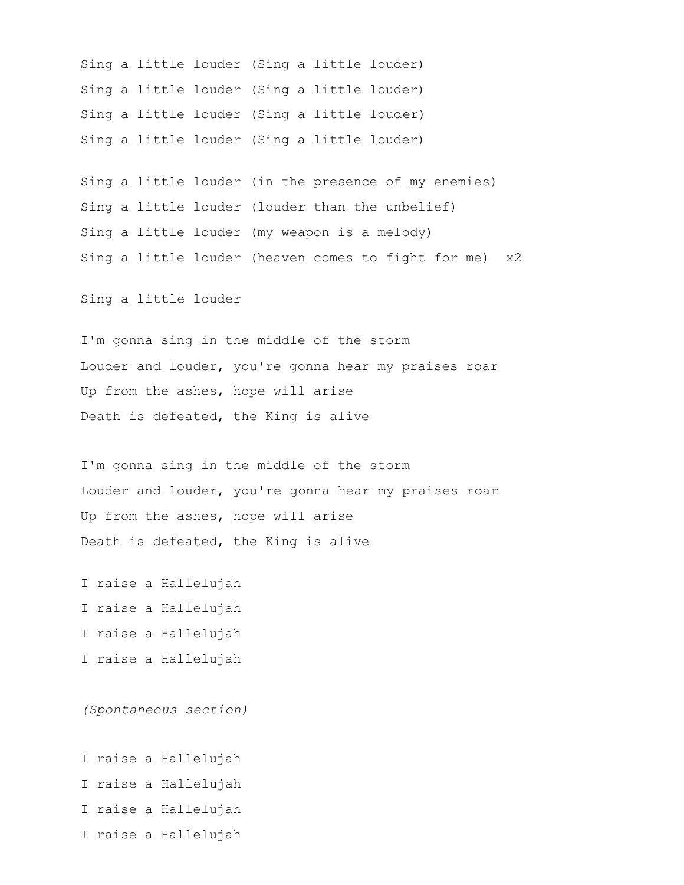Sing a little louder (Sing a little louder)  
Sing a little louder (Sing a little louder)  
Sing a little louder (Sing a little louder)  
Sing a little louder (Sing a little louder)

Sing a little louder (in the presence of my enemies)  
Sing a little louder (louder than the unbelief)  
Sing a little louder (my weapon is a melody)  
Sing a little louder (heaven comes to fight for me)  x2

Sing a little louder

I'm gonna sing in the middle of the storm  
Louder and louder, you're gonna hear my praises roar  
Up from the ashes, hope will arise  
Death is defeated, the King is alive

I'm gonna sing in the middle of the storm  
Louder and louder, you're gonna hear my praises roar  
Up from the ashes, hope will arise  
Death is defeated, the King is alive

I raise a Hallelujah  
I raise a Hallelujah  
I raise a Hallelujah  
I raise a Hallelujah

*(Spontaneous section)*

I raise a Hallelujah  
I raise a Hallelujah  
I raise a Hallelujah  
I raise a Hallelujah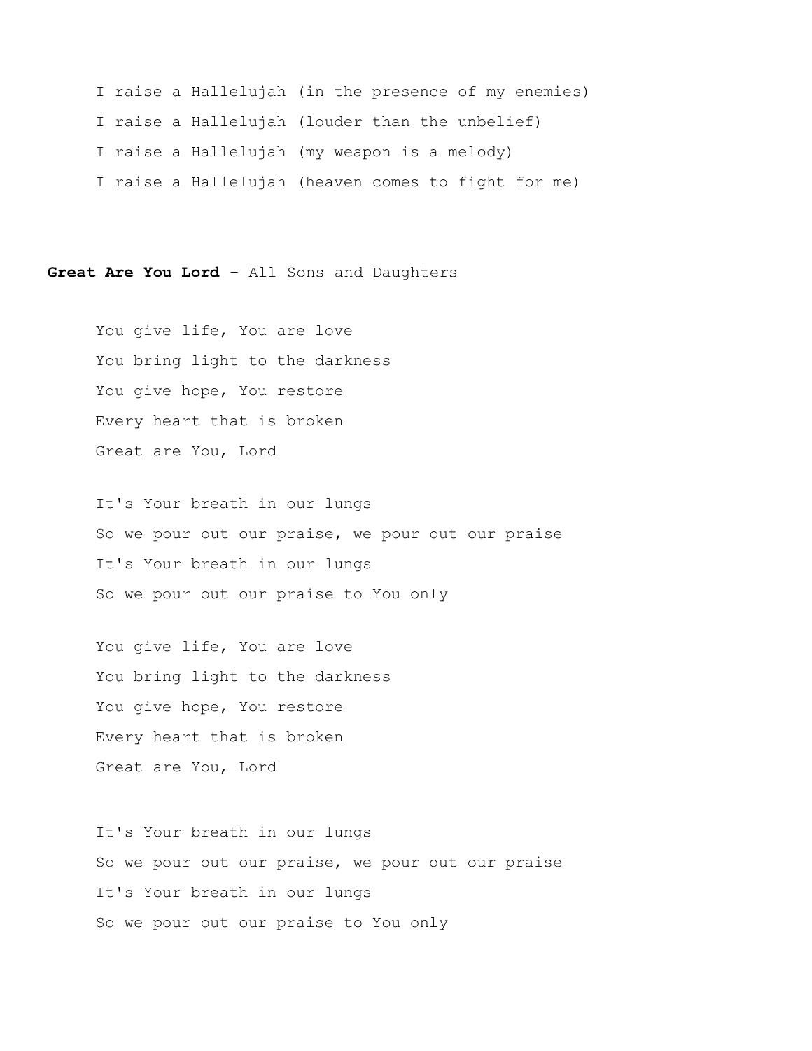I raise a Hallelujah (in the presence of my enemies)

I raise a Hallelujah (louder than the unbelief)

I raise a Hallelujah (my weapon is a melody)

I raise a Hallelujah (heaven comes to fight for me)

**Great Are You Lord** – All Sons and Daughters

You give life, You are love

You bring light to the darkness

You give hope, You restore

Every heart that is broken

Great are You, Lord

It's Your breath in our lungs

So we pour out our praise, we pour out our praise

It's Your breath in our lungs

So we pour out our praise to You only

You give life, You are love

You bring light to the darkness

You give hope, You restore

Every heart that is broken

Great are You, Lord

It's Your breath in our lungs

So we pour out our praise, we pour out our praise

It's Your breath in our lungs

So we pour out our praise to You only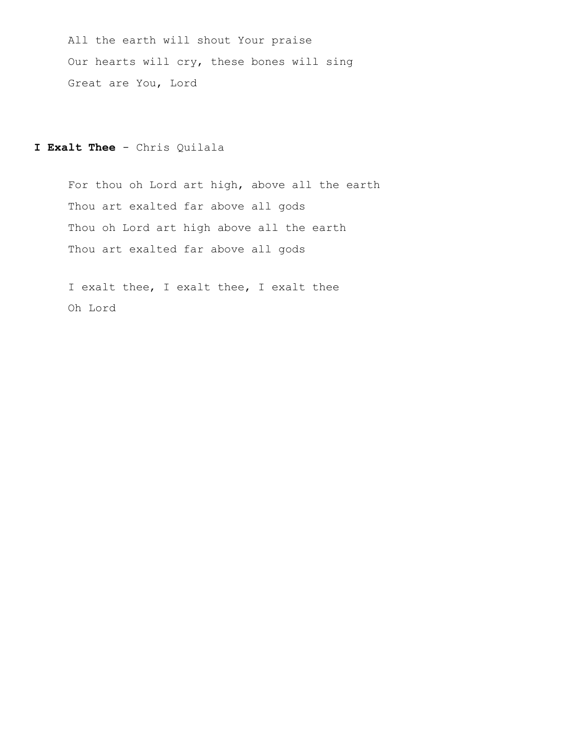All the earth will shout Your praise
Our hearts will cry, these bones will sing
Great are You, Lord

**I Exalt Thee** - Chris Quilala

For thou oh Lord art high, above all the earth
Thou art exalted far above all gods
Thou oh Lord art high above all the earth
Thou art exalted far above all gods

I exalt thee, I exalt thee, I exalt thee
Oh Lord